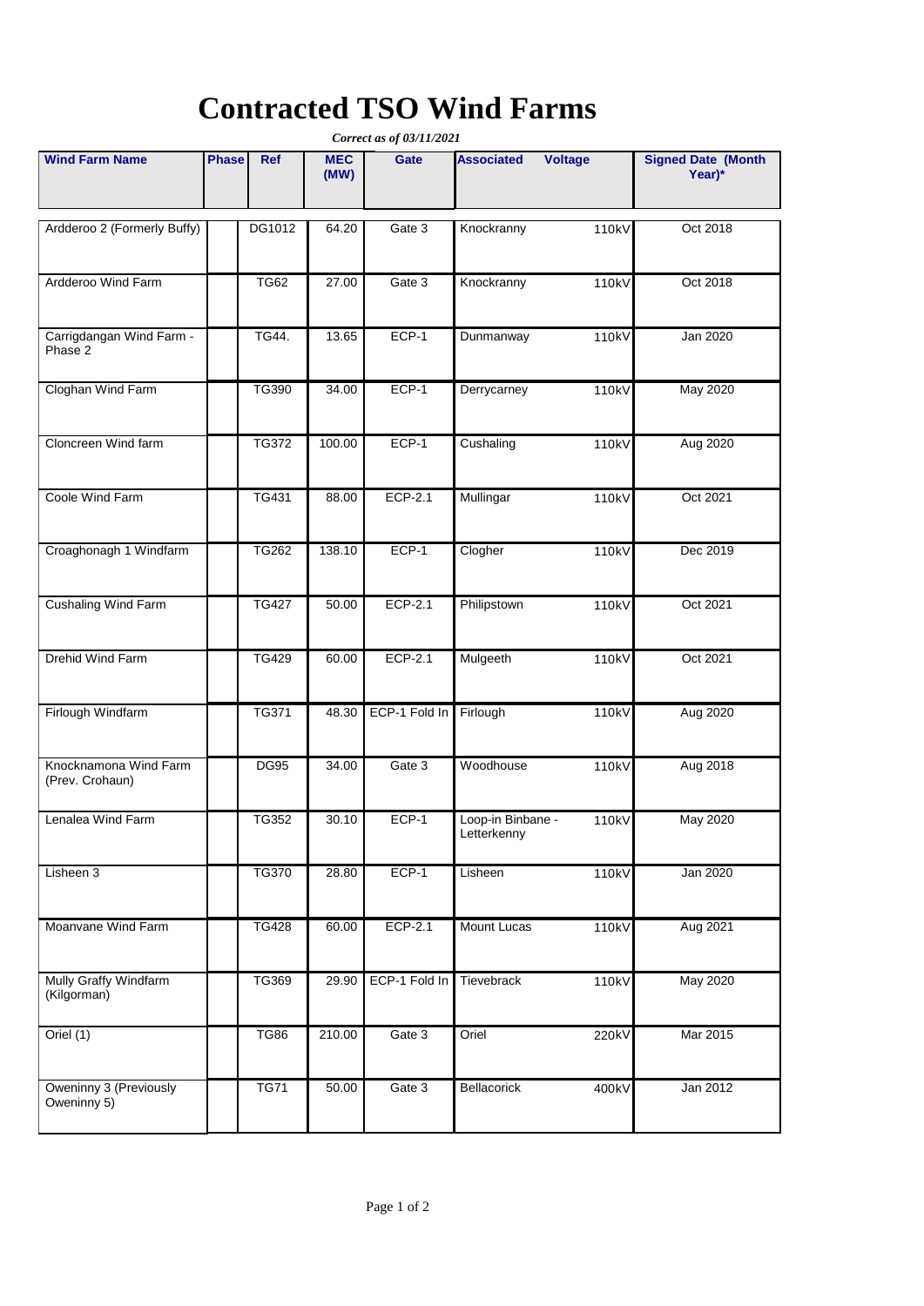# Contracted TSO Wind Farms

*Correct as of 03/11/2021*

| Wind Farm Name | Phase | Ref | MEC (MW) | Gate | Associated | Voltage | Signed Date (Month Year)* |
|---|---|---|---|---|---|---|---|
| Ardderoo 2 (Formerly Buffy) | | DG1012 | 64.20 | Gate 3 | Knockranny | 110kV | Oct 2018 |
| Ardderoo Wind Farm | | TG62 | 27.00 | Gate 3 | Knockranny | 110kV | Oct 2018 |
| Carrigdangan Wind Farm - Phase 2 | | TG44. | 13.65 | ECP-1 | Dunmanway | 110kV | Jan 2020 |
| Cloghan Wind Farm | | TG390 | 34.00 | ECP-1 | Derrycarney | 110kV | May 2020 |
| Cloncreen Wind farm | | TG372 | 100.00 | ECP-1 | Cushaling | 110kV | Aug 2020 |
| Coole Wind Farm | | TG431 | 88.00 | ECP-2.1 | Mullingar | 110kV | Oct 2021 |
| Croaghonagh 1 Windfarm | | TG262 | 138.10 | ECP-1 | Clogher | 110kV | Dec 2019 |
| Cushaling Wind Farm | | TG427 | 50.00 | ECP-2.1 | Philipstown | 110kV | Oct 2021 |
| Drehid Wind Farm | | TG429 | 60.00 | ECP-2.1 | Mulgeeth | 110kV | Oct 2021 |
| Firlough Windfarm | | TG371 | 48.30 | ECP-1 Fold In | Firlough | 110kV | Aug 2020 |
| Knocknamona Wind Farm (Prev. Crohaun) | | DG95 | 34.00 | Gate 3 | Woodhouse | 110kV | Aug 2018 |
| Lenalea Wind Farm | | TG352 | 30.10 | ECP-1 | Loop-in Binbane - Letterkenny | 110kV | May 2020 |
| Lisheen 3 | | TG370 | 28.80 | ECP-1 | Lisheen | 110kV | Jan 2020 |
| Moanvane Wind Farm | | TG428 | 60.00 | ECP-2.1 | Mount Lucas | 110kV | Aug 2021 |
| Mully Graffy Windfarm (Kilgorman) | | TG369 | 29.90 | ECP-1 Fold In | Tievebrack | 110kV | May 2020 |
| Oriel (1) | | TG86 | 210.00 | Gate 3 | Oriel | 220kV | Mar 2015 |
| Oweninny 3 (Previously Oweninny 5) | | TG71 | 50.00 | Gate 3 | Bellacorick | 400kV | Jan 2012 |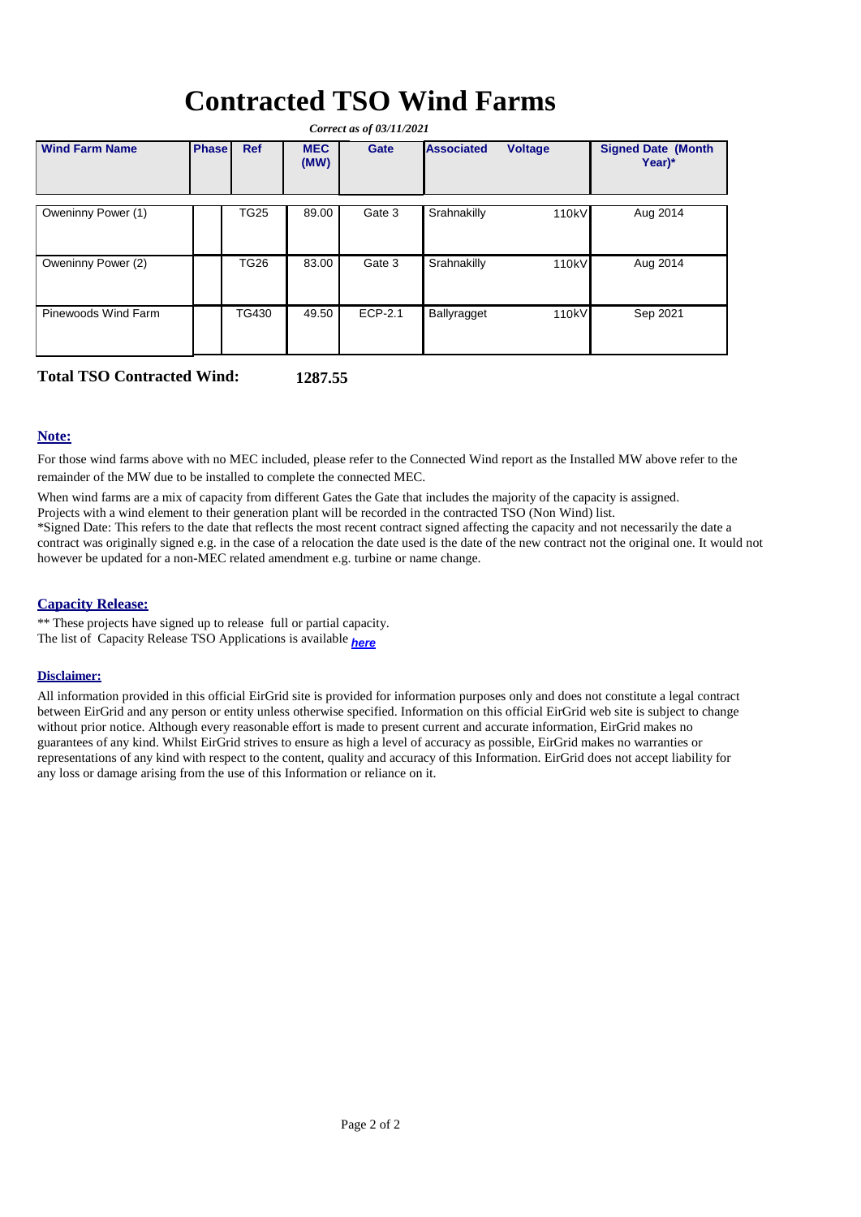# Contracted TSO Wind Farms

*Correct as of 03/11/2021*

| Wind Farm Name | Phase | Ref | MEC (MW) | Gate | Associated | Voltage | Signed Date (Month Year)* |
|---|---|---|---|---|---|---|---|
| Oweninny Power (1) | | TG25 | 89.00 | Gate 3 | Srahnakilly | 110kV | Aug 2014 |
| Oweninny Power (2) | | TG26 | 83.00 | Gate 3 | Srahnakilly | 110kV | Aug 2014 |
| Pinewoods Wind Farm | | TG430 | 49.50 | ECP-2.1 | Ballyragget | 110kV | Sep 2021 |

**Total TSO Contracted Wind:** **1287.55**

**Note:**

For those wind farms above with no MEC included, please refer to the Connected Wind report as the Installed MW above refer to the remainder of the MW due to be installed to complete the connected MEC.

When wind farms are a mix of capacity from different Gates the Gate that includes the majority of the capacity is assigned.
Projects with a wind element to their generation plant will be recorded in the contracted TSO (Non Wind) list.
*Signed Date: This refers to the date that reflects the most recent contract signed affecting the capacity and not necessarily the date a contract was originally signed e.g. in the case of a relocation the date used is the date of the new contract not the original one. It would not however be updated for a non-MEC related amendment e.g. turbine or name change.

**Capacity Release:**

** These projects have signed up to release full or partial capacity.
The list of Capacity Release TSO Applications is available ***here***

**Disclaimer:**

All information provided in this official EirGrid site is provided for information purposes only and does not constitute a legal contract between EirGrid and any person or entity unless otherwise specified. Information on this official EirGrid web site is subject to change without prior notice. Although every reasonable effort is made to present current and accurate information, EirGrid makes no guarantees of any kind. Whilst EirGrid strives to ensure as high a level of accuracy as possible, EirGrid makes no warranties or representations of any kind with respect to the content, quality and accuracy of this Information. EirGrid does not accept liability for any loss or damage arising from the use of this Information or reliance on it.